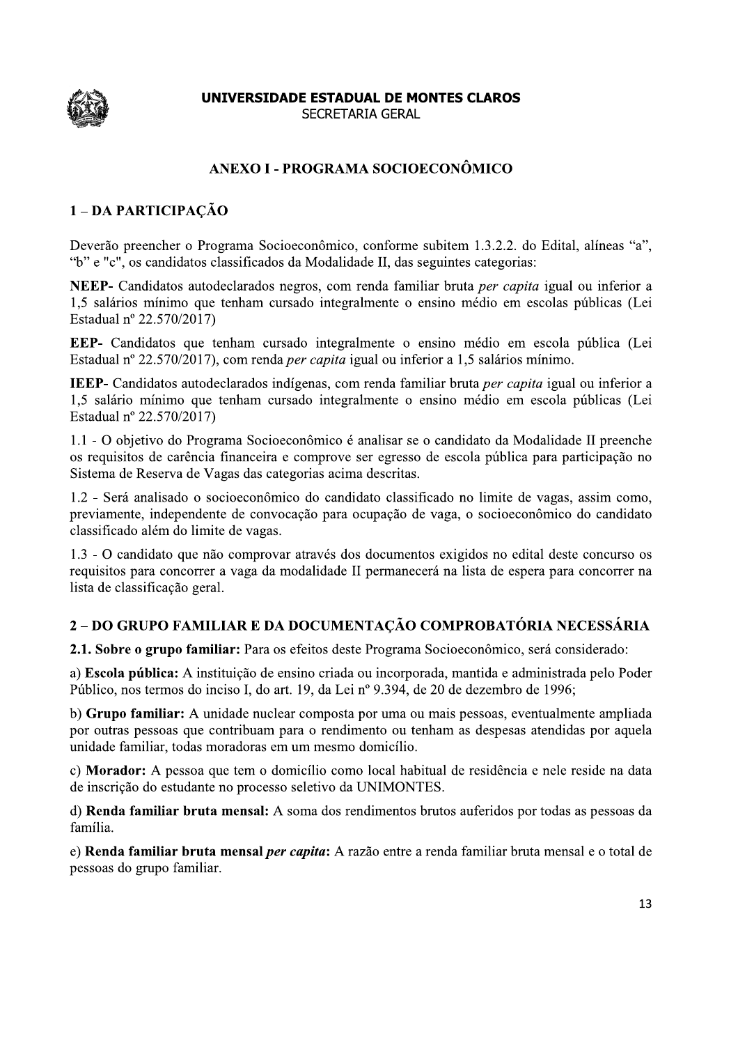**UNIVERSIDADE ESTADUAL DE MONTES CLAROS**
SECRETARIA GERAL

# ANEXO I - PROGRAMA SOCIOECONÔMICO

## 1 – DA PARTICIPAÇÃO

Deverão preencher o Programa Socioeconômico, conforme subitem 1.3.2.2. do Edital, alíneas "a", "b" e "c", os candidatos classificados da Modalidade II, das seguintes categorias:

**NEEP-** Candidatos autodeclarados negros, com renda familiar bruta *per capita* igual ou inferior a 1,5 salários mínimo que tenham cursado integralmente o ensino médio em escolas públicas (Lei Estadual nº 22.570/2017)

**EEP-** Candidatos que tenham cursado integralmente o ensino médio em escola pública (Lei Estadual nº 22.570/2017), com renda *per capita* igual ou inferior a 1,5 salários mínimo.

**IEEP-** Candidatos autodeclarados indígenas, com renda familiar bruta *per capita* igual ou inferior a 1,5 salário mínimo que tenham cursado integralmente o ensino médio em escola públicas (Lei Estadual nº 22.570/2017)

1.1 - O objetivo do Programa Socioeconômico é analisar se o candidato da Modalidade II preenche os requisitos de carência financeira e comprove ser egresso de escola pública para participação no Sistema de Reserva de Vagas das categorias acima descritas.

1.2 - Será analisado o socioeconômico do candidato classificado no limite de vagas, assim como, previamente, independente de convocação para ocupação de vaga, o socioeconômico do candidato classificado além do limite de vagas.

1.3 - O candidato que não comprovar através dos documentos exigidos no edital deste concurso os requisitos para concorrer a vaga da modalidade II permanecerá na lista de espera para concorrer na lista de classificação geral.

## 2 – DO GRUPO FAMILIAR E DA DOCUMENTAÇÃO COMPROBATÓRIA NECESSÁRIA

**2.1. Sobre o grupo familiar:** Para os efeitos deste Programa Socioeconômico, será considerado:

a) **Escola pública:** A instituição de ensino criada ou incorporada, mantida e administrada pelo Poder Público, nos termos do inciso I, do art. 19, da Lei nº 9.394, de 20 de dezembro de 1996;

b) **Grupo familiar:** A unidade nuclear composta por uma ou mais pessoas, eventualmente ampliada por outras pessoas que contribuam para o rendimento ou tenham as despesas atendidas por aquela unidade familiar, todas moradoras em um mesmo domicílio.

c) **Morador:** A pessoa que tem o domicílio como local habitual de residência e nele reside na data de inscrição do estudante no processo seletivo da UNIMONTES.

d) **Renda familiar bruta mensal:** A soma dos rendimentos brutos auferidos por todas as pessoas da família.

e) **Renda familiar bruta mensal** ***per capita***: A razão entre a renda familiar bruta mensal e o total de pessoas do grupo familiar.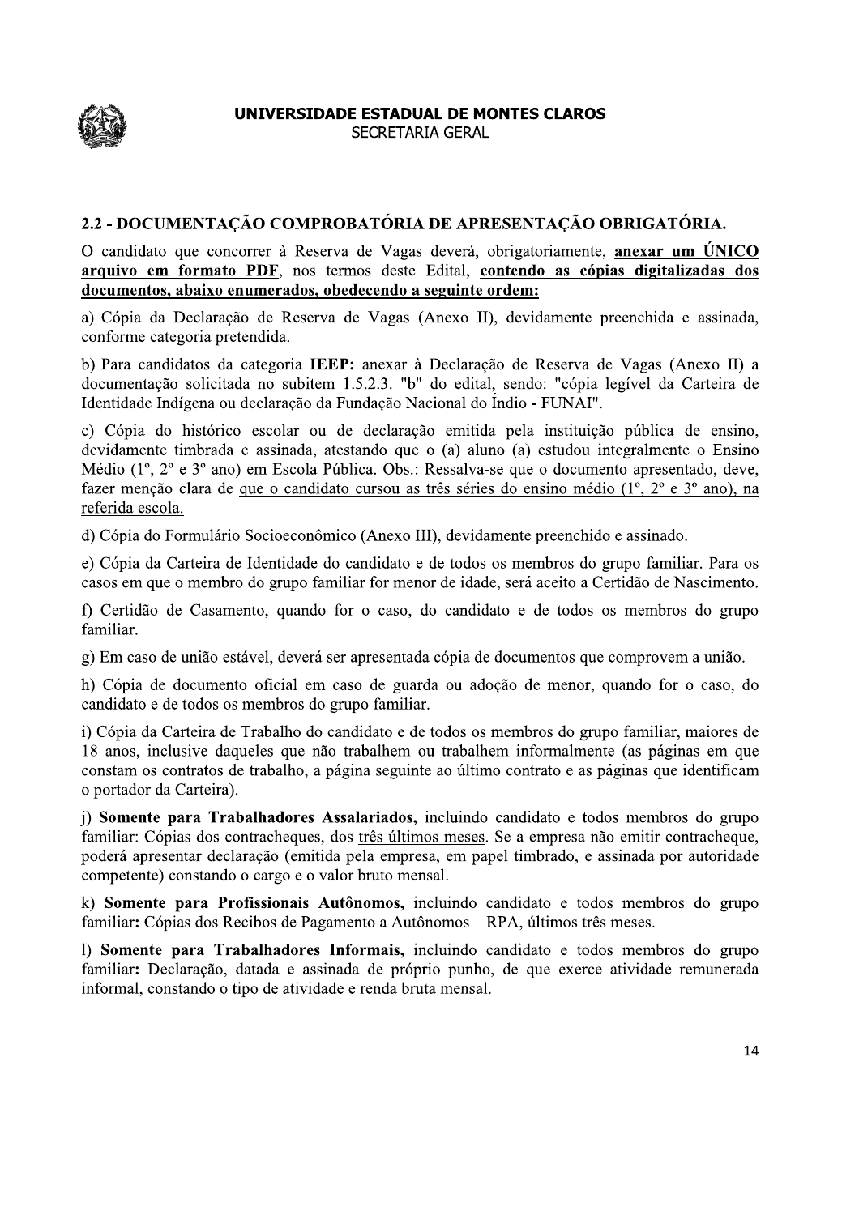## 2.2 - DOCUMENTAÇÃO COMPROBATÓRIA DE APRESENTAÇÃO OBRIGATÓRIA.

O candidato que concorrer à Reserva de Vagas deverá, obrigatoriamente, **anexar um ÚNICO arquivo em formato PDF**, nos termos deste Edital, **contendo as cópias digitalizadas dos documentos, abaixo enumerados, obedecendo a seguinte ordem:**

a) Cópia da Declaração de Reserva de Vagas (Anexo II), devidamente preenchida e assinada, conforme categoria pretendida.

b) Para candidatos da categoria **IEEP:** anexar à Declaração de Reserva de Vagas (Anexo II) a documentação solicitada no subitem 1.5.2.3. "b" do edital, sendo: "cópia legível da Carteira de Identidade Indígena ou declaração da Fundação Nacional do Índio - FUNAI".

c) Cópia do histórico escolar ou de declaração emitida pela instituição pública de ensino, devidamente timbrada e assinada, atestando que o (a) aluno (a) estudou integralmente o Ensino Médio (1º, 2º e 3º ano) em Escola Pública. Obs.: Ressalva-se que o documento apresentado, deve, fazer menção clara de que o candidato cursou as três séries do ensino médio (1º, 2º e 3º ano), na referida escola.

d) Cópia do Formulário Socioeconômico (Anexo III), devidamente preenchido e assinado.

e) Cópia da Carteira de Identidade do candidato e de todos os membros do grupo familiar. Para os casos em que o membro do grupo familiar for menor de idade, será aceito a Certidão de Nascimento.

f) Certidão de Casamento, quando for o caso, do candidato e de todos os membros do grupo familiar.

g) Em caso de união estável, deverá ser apresentada cópia de documentos que comprovem a união.

h) Cópia de documento oficial em caso de guarda ou adoção de menor, quando for o caso, do candidato e de todos os membros do grupo familiar.

i) Cópia da Carteira de Trabalho do candidato e de todos os membros do grupo familiar, maiores de 18 anos, inclusive daqueles que não trabalhem ou trabalhem informalmente (as páginas em que constam os contratos de trabalho, a página seguinte ao último contrato e as páginas que identificam o portador da Carteira).

j) **Somente para Trabalhadores Assalariados,** incluindo candidato e todos membros do grupo familiar: Cópias dos contracheques, dos três últimos meses. Se a empresa não emitir contracheque, poderá apresentar declaração (emitida pela empresa, em papel timbrado, e assinada por autoridade competente) constando o cargo e o valor bruto mensal.

k) **Somente para Profissionais Autônomos,** incluindo candidato e todos membros do grupo familiar**:** Cópias dos Recibos de Pagamento a Autônomos – RPA, últimos três meses.

l) **Somente para Trabalhadores Informais,** incluindo candidato e todos membros do grupo familiar**:** Declaração, datada e assinada de próprio punho, de que exerce atividade remunerada informal, constando o tipo de atividade e renda bruta mensal.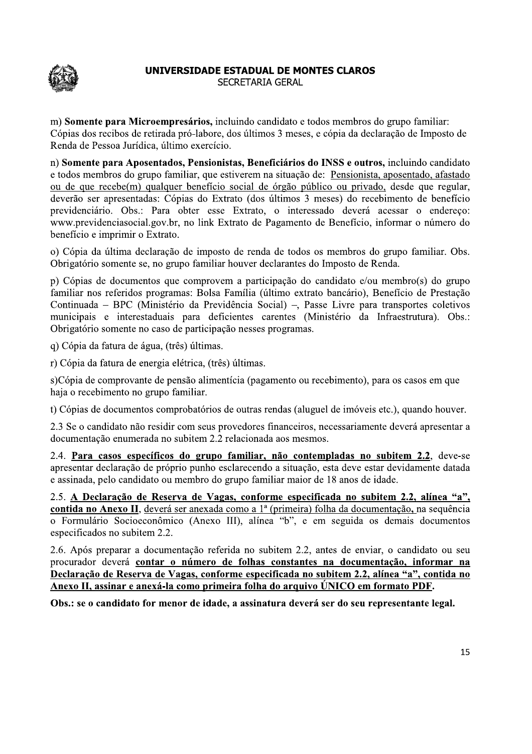m) **Somente para Microempresários,** incluindo candidato e todos membros do grupo familiar: Cópias dos recibos de retirada pró-labore, dos últimos 3 meses, e cópia da declaração de Imposto de Renda de Pessoa Jurídica, último exercício.

n) **Somente para Aposentados, Pensionistas, Beneficiários do INSS e outros,** incluindo candidato e todos membros do grupo familiar, que estiverem na situação de: <u>Pensionista, aposentado, afastado ou de que recebe(m) qualquer benefício social de órgão público ou privado,</u> desde que regular, deverão ser apresentadas: Cópias do Extrato (dos últimos 3 meses) do recebimento de benefício previdenciário. Obs.: Para obter esse Extrato, o interessado deverá acessar o endereço: www.previdenciasocial.gov.br, no link Extrato de Pagamento de Benefício, informar o número do benefício e imprimir o Extrato.

o) Cópia da última declaração de imposto de renda de todos os membros do grupo familiar. Obs. Obrigatório somente se, no grupo familiar houver declarantes do Imposto de Renda.

p) Cópias de documentos que comprovem a participação do candidato e/ou membro(s) do grupo familiar nos referidos programas: Bolsa Família (último extrato bancário), Benefício de Prestação Continuada – BPC (Ministério da Previdência Social) –, Passe Livre para transportes coletivos municipais e interestaduais para deficientes carentes (Ministério da Infraestrutura). Obs.: Obrigatório somente no caso de participação nesses programas.

q) Cópia da fatura de água, (três) últimas.

r) Cópia da fatura de energia elétrica, (três) últimas.

s)Cópia de comprovante de pensão alimentícia (pagamento ou recebimento), para os casos em que haja o recebimento no grupo familiar.

t) Cópias de documentos comprobatórios de outras rendas (aluguel de imóveis etc.), quando houver.

2.3 Se o candidato não residir com seus provedores financeiros, necessariamente deverá apresentar a documentação enumerada no subitem 2.2 relacionada aos mesmos.

2.4. **<u>Para casos específicos do grupo familiar, não contempladas no subitem 2.2</u>**, deve-se apresentar declaração de próprio punho esclarecendo a situação, esta deve estar devidamente datada e assinada, pelo candidato ou membro do grupo familiar maior de 18 anos de idade.

2.5. **<u>A Declaração de Reserva de Vagas, conforme especificada no subitem 2.2, alínea "a", contida no Anexo II</u>**, <u>deverá ser anexada como a 1ª (primeira) folha da documentação,</u> na sequência o Formulário Socioeconômico (Anexo III), alínea "b", e em seguida os demais documentos especificados no subitem 2.2.

2.6. Após preparar a documentação referida no subitem 2.2, antes de enviar, o candidato ou seu procurador deverá **<u>contar o número de folhas constantes na documentação, informar na Declaração de Reserva de Vagas, conforme especificada no subitem 2.2, alínea "a", contida no Anexo II, assinar e anexá-la como primeira folha do arquivo ÚNICO em formato PDF</u>**.

**Obs.: se o candidato for menor de idade, a assinatura deverá ser do seu representante legal.**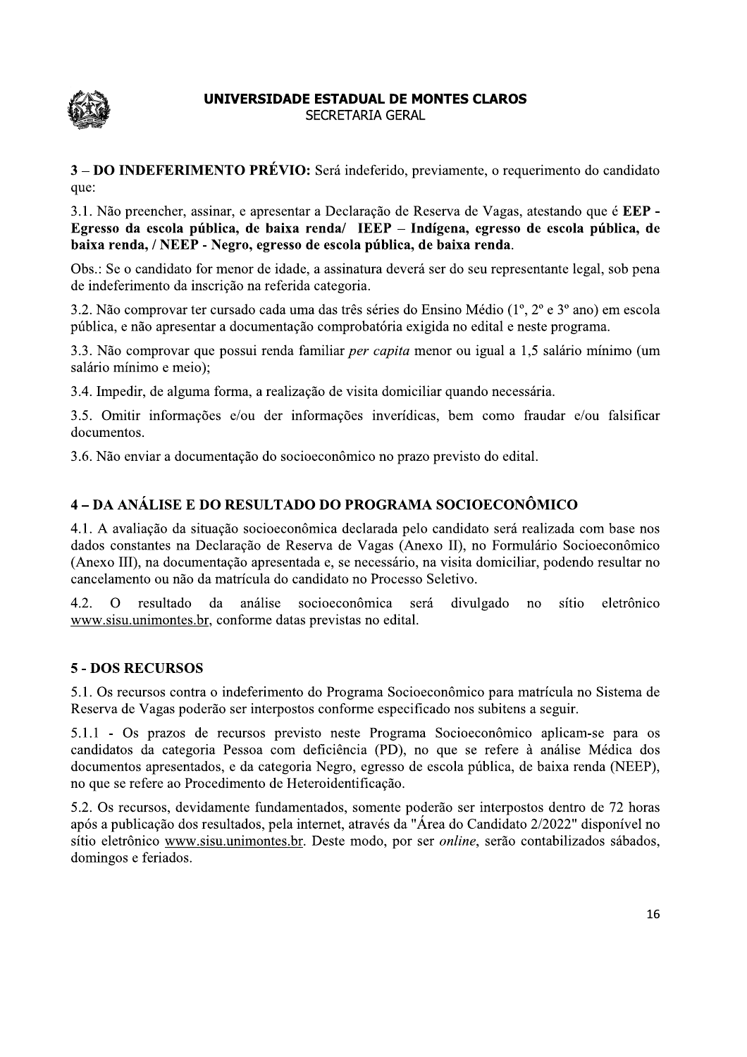**3 – DO INDEFERIMENTO PRÉVIO:** Será indeferido, previamente, o requerimento do candidato que:

3.1. Não preencher, assinar, e apresentar a Declaração de Reserva de Vagas, atestando que é **EEP - Egresso da escola pública, de baixa renda/ IEEP – Indígena, egresso de escola pública, de baixa renda, / NEEP - Negro, egresso de escola pública, de baixa renda**.

Obs.: Se o candidato for menor de idade, a assinatura deverá ser do seu representante legal, sob pena de indeferimento da inscrição na referida categoria.

3.2. Não comprovar ter cursado cada uma das três séries do Ensino Médio (1º, 2º e 3º ano) em escola pública, e não apresentar a documentação comprobatória exigida no edital e neste programa.

3.3. Não comprovar que possui renda familiar *per capita* menor ou igual a 1,5 salário mínimo (um salário mínimo e meio);

3.4. Impedir, de alguma forma, a realização de visita domiciliar quando necessária.

3.5. Omitir informações e/ou der informações inverídicas, bem como fraudar e/ou falsificar documentos.

3.6. Não enviar a documentação do socioeconômico no prazo previsto do edital.

## 4 – DA ANÁLISE E DO RESULTADO DO PROGRAMA SOCIOECONÔMICO

4.1. A avaliação da situação socioeconômica declarada pelo candidato será realizada com base nos dados constantes na Declaração de Reserva de Vagas (Anexo II), no Formulário Socioeconômico (Anexo III), na documentação apresentada e, se necessário, na visita domiciliar, podendo resultar no cancelamento ou não da matrícula do candidato no Processo Seletivo.

4.2. O resultado da análise socioeconômica será divulgado no sítio eletrônico www.sisu.unimontes.br, conforme datas previstas no edital.

## 5 - DOS RECURSOS

5.1. Os recursos contra o indeferimento do Programa Socioeconômico para matrícula no Sistema de Reserva de Vagas poderão ser interpostos conforme especificado nos subitens a seguir.

5.1.1 - Os prazos de recursos previsto neste Programa Socioeconômico aplicam-se para os candidatos da categoria Pessoa com deficiência (PD), no que se refere à análise Médica dos documentos apresentados, e da categoria Negro, egresso de escola pública, de baixa renda (NEEP), no que se refere ao Procedimento de Heteroidentificação.

5.2. Os recursos, devidamente fundamentados, somente poderão ser interpostos dentro de 72 horas após a publicação dos resultados, pela internet, através da "Área do Candidato 2/2022" disponível no sítio eletrônico www.sisu.unimontes.br. Deste modo, por ser *online*, serão contabilizados sábados, domingos e feriados.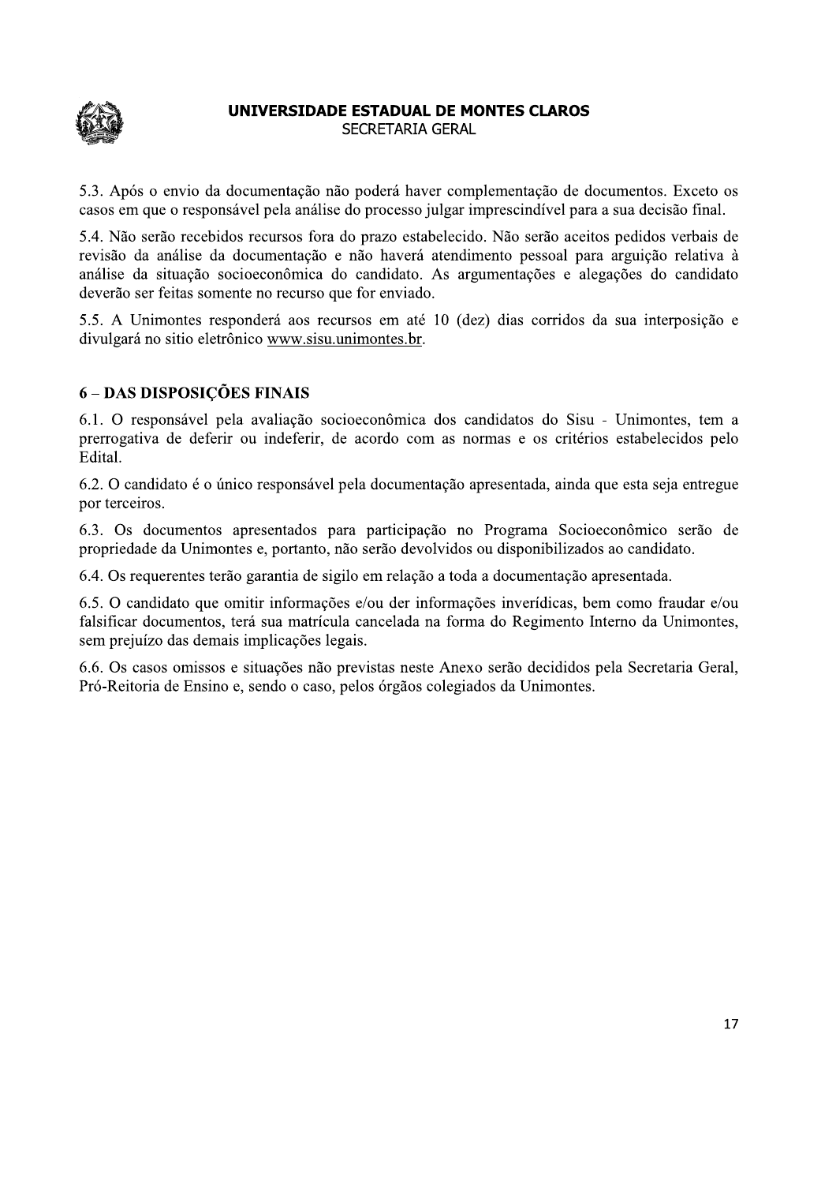5.3. Após o envio da documentação não poderá haver complementação de documentos. Exceto os casos em que o responsável pela análise do processo julgar imprescindível para a sua decisão final.

5.4. Não serão recebidos recursos fora do prazo estabelecido. Não serão aceitos pedidos verbais de revisão da análise da documentação e não haverá atendimento pessoal para arguição relativa à análise da situação socioeconômica do candidato. As argumentações e alegações do candidato deverão ser feitas somente no recurso que for enviado.

5.5. A Unimontes responderá aos recursos em até 10 (dez) dias corridos da sua interposição e divulgará no sitio eletrônico www.sisu.unimontes.br.

## 6 – DAS DISPOSIÇÕES FINAIS

6.1. O responsável pela avaliação socioeconômica dos candidatos do Sisu - Unimontes, tem a prerrogativa de deferir ou indeferir, de acordo com as normas e os critérios estabelecidos pelo Edital.

6.2. O candidato é o único responsável pela documentação apresentada, ainda que esta seja entregue por terceiros.

6.3. Os documentos apresentados para participação no Programa Socioeconômico serão de propriedade da Unimontes e, portanto, não serão devolvidos ou disponibilizados ao candidato.

6.4. Os requerentes terão garantia de sigilo em relação a toda a documentação apresentada.

6.5. O candidato que omitir informações e/ou der informações inverídicas, bem como fraudar e/ou falsificar documentos, terá sua matrícula cancelada na forma do Regimento Interno da Unimontes, sem prejuízo das demais implicações legais.

6.6. Os casos omissos e situações não previstas neste Anexo serão decididos pela Secretaria Geral, Pró-Reitoria de Ensino e, sendo o caso, pelos órgãos colegiados da Unimontes.